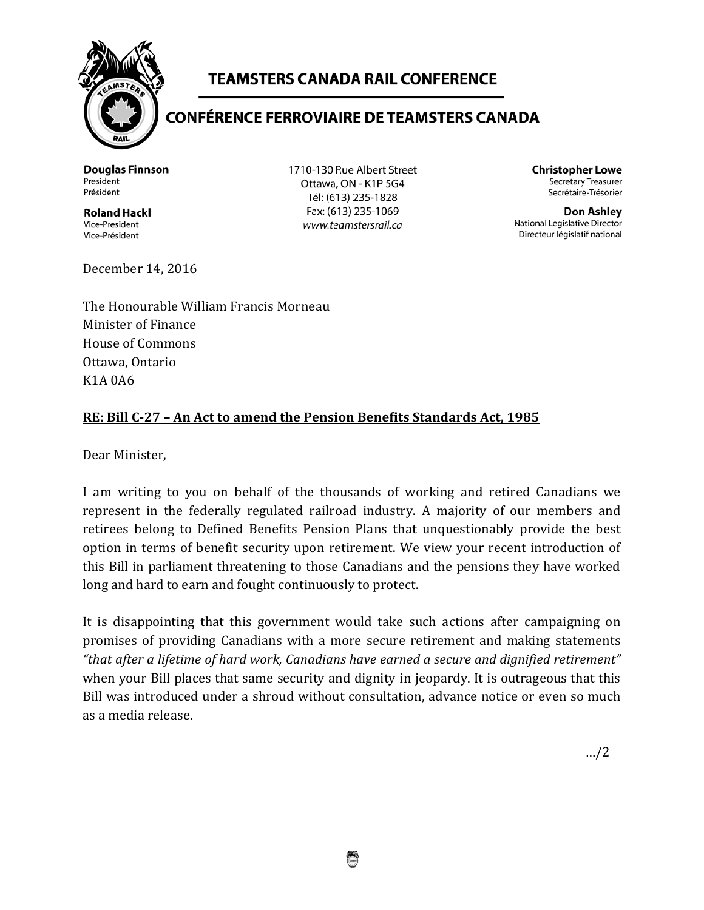# TEAMSTERS CANADA RAIL CONFERENCE

## CONFÉRENCE FERROVIAIRE DE TEAMSTERS CANADA

**Douglas Finnson**
President
Président

**Roland Hackl**
Vice-President
Vice-Président

1710-130 Rue Albert Street
Ottawa, ON - K1P 5G4
Tél: (613) 235-1828
Fax: (613) 235-1069
*www.teamstersrail.ca*

**Christopher Lowe**
Secretary Treasurer
Secrétaire-Trésorier

**Don Ashley**
National Legislative Director
Directeur législatif national

December 14, 2016

The Honourable William Francis Morneau
Minister of Finance
House of Commons
Ottawa, Ontario
K1A 0A6

**RE: Bill C-27 – An Act to amend the Pension Benefits Standards Act, 1985**

Dear Minister,

I am writing to you on behalf of the thousands of working and retired Canadians we represent in the federally regulated railroad industry. A majority of our members and retirees belong to Defined Benefits Pension Plans that unquestionably provide the best option in terms of benefit security upon retirement. We view your recent introduction of this Bill in parliament threatening to those Canadians and the pensions they have worked long and hard to earn and fought continuously to protect.

It is disappointing that this government would take such actions after campaigning on promises of providing Canadians with a more secure retirement and making statements *"that after a lifetime of hard work, Canadians have earned a secure and dignified retirement"* when your Bill places that same security and dignity in jeopardy. It is outrageous that this Bill was introduced under a shroud without consultation, advance notice or even so much as a media release.

…/2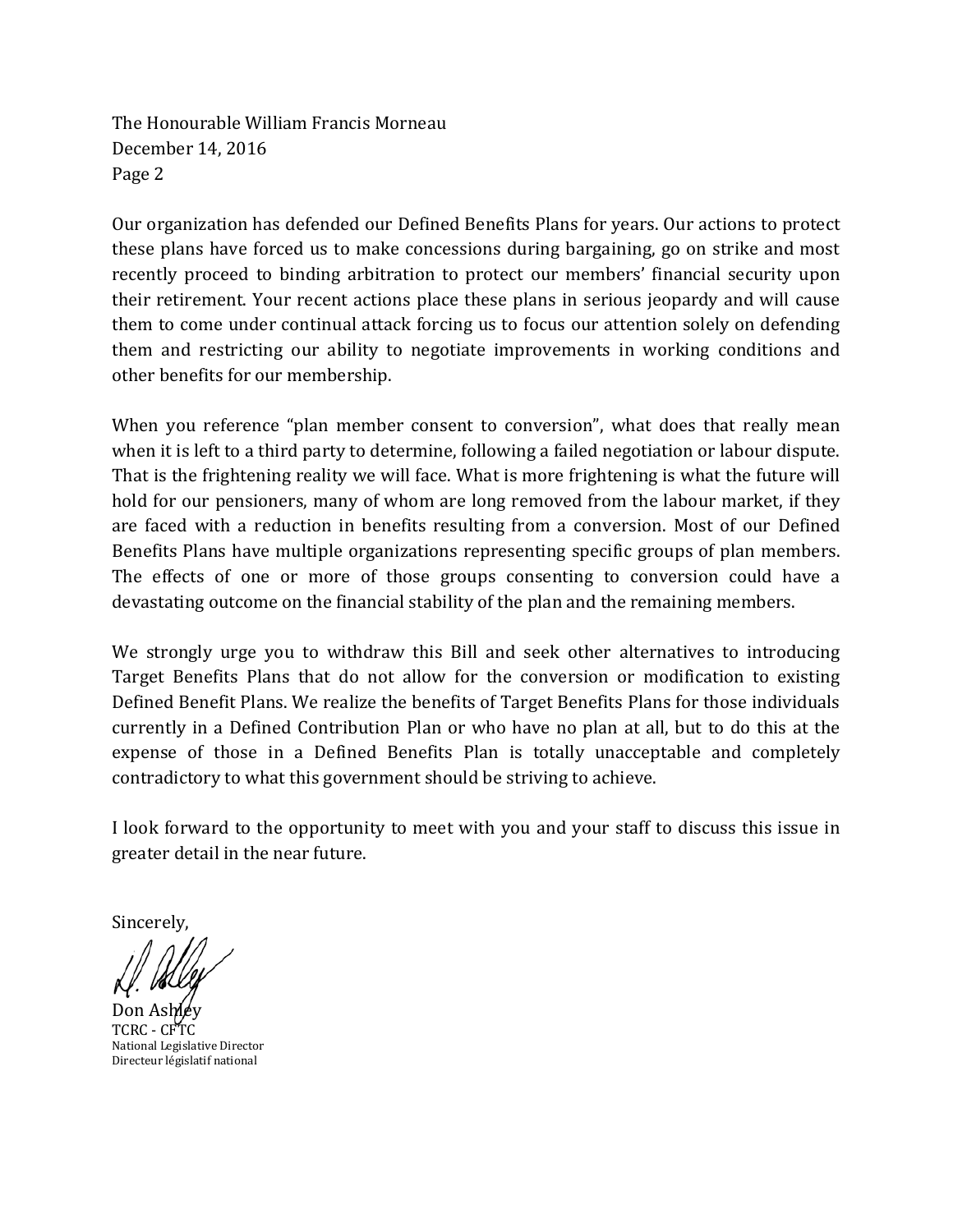The Honourable William Francis Morneau
December 14, 2016
Page 2

Our organization has defended our Defined Benefits Plans for years. Our actions to protect these plans have forced us to make concessions during bargaining, go on strike and most recently proceed to binding arbitration to protect our members' financial security upon their retirement. Your recent actions place these plans in serious jeopardy and will cause them to come under continual attack forcing us to focus our attention solely on defending them and restricting our ability to negotiate improvements in working conditions and other benefits for our membership.

When you reference "plan member consent to conversion", what does that really mean when it is left to a third party to determine, following a failed negotiation or labour dispute. That is the frightening reality we will face. What is more frightening is what the future will hold for our pensioners, many of whom are long removed from the labour market, if they are faced with a reduction in benefits resulting from a conversion. Most of our Defined Benefits Plans have multiple organizations representing specific groups of plan members. The effects of one or more of those groups consenting to conversion could have a devastating outcome on the financial stability of the plan and the remaining members.

We strongly urge you to withdraw this Bill and seek other alternatives to introducing Target Benefits Plans that do not allow for the conversion or modification to existing Defined Benefit Plans. We realize the benefits of Target Benefits Plans for those individuals currently in a Defined Contribution Plan or who have no plan at all, but to do this at the expense of those in a Defined Benefits Plan is totally unacceptable and completely contradictory to what this government should be striving to achieve.

I look forward to the opportunity to meet with you and your staff to discuss this issue in greater detail in the near future.

Sincerely,

Don Ashley
TCRC - CFTC
National Legislative Director
Directeur législatif national